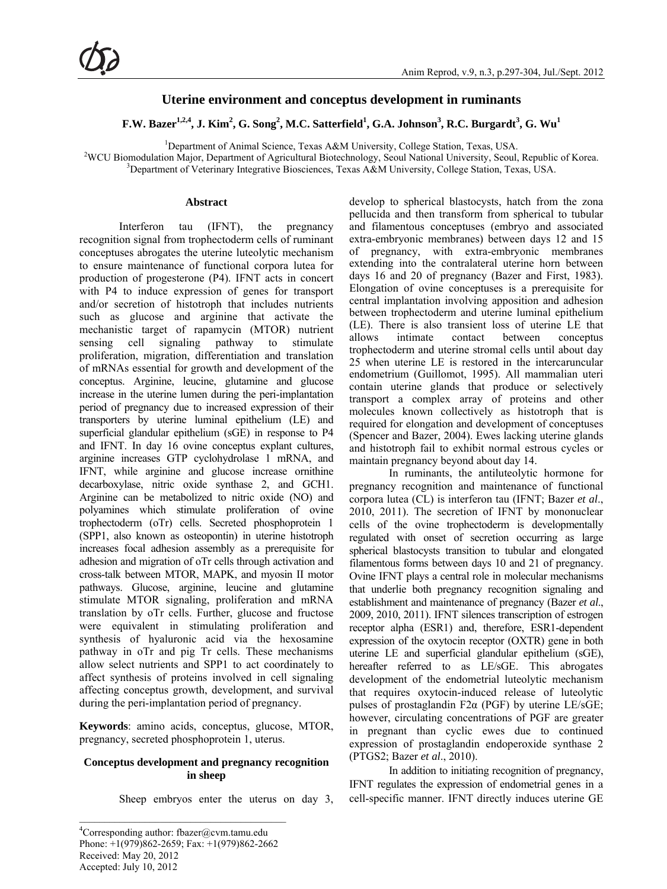# Uterine environment and conceptus development in ruminants

**F.W. Bazer[1,2,4], J. Kim[2], G. Song[2], M.C. Satterfield[1], G.A. Johnson[3], R.C. Burgardt[3], G. Wu[1]**

[1]Department of Animal Science, Texas A&M University, College Station, Texas, USA.
[2]WCU Biomodulation Major, Department of Agricultural Biotechnology, Seoul National University, Seoul, Republic of Korea.
[3]Department of Veterinary Integrative Biosciences, Texas A&M University, College Station, Texas, USA.

## Abstract

Interferon tau (IFNT), the pregnancy recognition signal from trophectoderm cells of ruminant conceptuses abrogates the uterine luteolytic mechanism to ensure maintenance of functional corpora lutea for production of progesterone (P4). IFNT acts in concert with P4 to induce expression of genes for transport and/or secretion of histotroph that includes nutrients such as glucose and arginine that activate the mechanistic target of rapamycin (MTOR) nutrient sensing cell signaling pathway to stimulate proliferation, migration, differentiation and translation of mRNAs essential for growth and development of the conceptus. Arginine, leucine, glutamine and glucose increase in the uterine lumen during the peri-implantation period of pregnancy due to increased expression of their transporters by uterine luminal epithelium (LE) and superficial glandular epithelium (sGE) in response to P4 and IFNT. In day 16 ovine conceptus explant cultures, arginine increases GTP cyclohydrolase 1 mRNA, and IFNT, while arginine and glucose increase ornithine decarboxylase, nitric oxide synthase 2, and GCH1. Arginine can be metabolized to nitric oxide (NO) and polyamines which stimulate proliferation of ovine trophectoderm (oTr) cells. Secreted phosphoprotein 1 (SPP1, also known as osteopontin) in uterine histotroph increases focal adhesion assembly as a prerequisite for adhesion and migration of oTr cells through activation and cross-talk between MTOR, MAPK, and myosin II motor pathways. Glucose, arginine, leucine and glutamine stimulate MTOR signaling, proliferation and mRNA translation by oTr cells. Further, glucose and fructose were equivalent in stimulating proliferation and synthesis of hyaluronic acid via the hexosamine pathway in oTr and pig Tr cells. These mechanisms allow select nutrients and SPP1 to act coordinately to affect synthesis of proteins involved in cell signaling affecting conceptus growth, development, and survival during the peri-implantation period of pregnancy.

**Keywords**: amino acids, conceptus, glucose, MTOR, pregnancy, secreted phosphoprotein 1, uterus.

## Conceptus development and pregnancy recognition in sheep

Sheep embryos enter the uterus on day 3, develop to spherical blastocysts, hatch from the zona pellucida and then transform from spherical to tubular and filamentous conceptuses (embryo and associated extra-embryonic membranes) between days 12 and 15 of pregnancy, with extra-embryonic membranes extending into the contralateral uterine horn between days 16 and 20 of pregnancy (Bazer and First, 1983). Elongation of ovine conceptuses is a prerequisite for central implantation involving apposition and adhesion between trophectoderm and uterine luminal epithelium (LE). There is also transient loss of uterine LE that allows intimate contact between conceptus trophectoderm and uterine stromal cells until about day 25 when uterine LE is restored in the intercaruncular endometrium (Guillomot, 1995). All mammalian uteri contain uterine glands that produce or selectively transport a complex array of proteins and other molecules known collectively as histotroph that is required for elongation and development of conceptuses (Spencer and Bazer, 2004). Ewes lacking uterine glands and histotroph fail to exhibit normal estrous cycles or maintain pregnancy beyond about day 14.

In ruminants, the antiluteolytic hormone for pregnancy recognition and maintenance of functional corpora lutea (CL) is interferon tau (IFNT; Bazer *et al*., 2010, 2011). The secretion of IFNT by mononuclear cells of the ovine trophectoderm is developmentally regulated with onset of secretion occurring as large spherical blastocysts transition to tubular and elongated filamentous forms between days 10 and 21 of pregnancy. Ovine IFNT plays a central role in molecular mechanisms that underlie both pregnancy recognition signaling and establishment and maintenance of pregnancy (Bazer *et al*., 2009, 2010, 2011). IFNT silences transcription of estrogen receptor alpha (ESR1) and, therefore, ESR1-dependent expression of the oxytocin receptor (OXTR) gene in both uterine LE and superficial glandular epithelium (sGE), hereafter referred to as LE/sGE. This abrogates development of the endometrial luteolytic mechanism that requires oxytocin-induced release of luteolytic pulses of prostaglandin F2α (PGF) by uterine LE/sGE; however, circulating concentrations of PGF are greater in pregnant than cyclic ewes due to continued expression of prostaglandin endoperoxide synthase 2 (PTGS2; Bazer *et al*., 2010).

In addition to initiating recognition of pregnancy, IFNT regulates the expression of endometrial genes in a cell-specific manner. IFNT directly induces uterine GE

---

[4]Corresponding author: fbazer@cvm.tamu.edu
Phone: +1(979)862-2659; Fax: +1(979)862-2662
Received: May 20, 2012
Accepted: July 10, 2012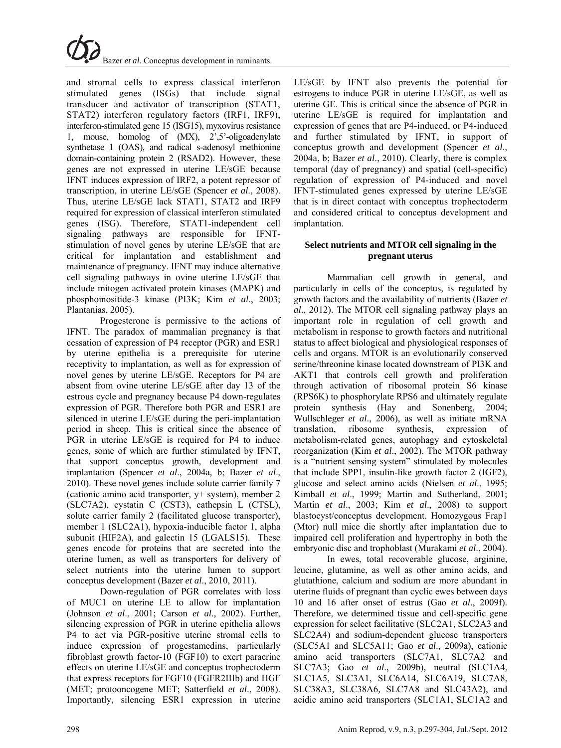and stromal cells to express classical interferon stimulated genes (ISGs) that include signal transducer and activator of transcription (STAT1, STAT2) interferon regulatory factors (IRF1, IRF9), interferon-stimulated gene 15 (ISG15), myxovirus resistance 1, mouse, homolog of (MX), 2',5'-oligoadenylate synthetase 1 (OAS), and radical s-adenosyl methionine domain-containing protein 2 (RSAD2). However, these genes are not expressed in uterine LE/sGE because IFNT induces expression of IRF2, a potent repressor of transcription, in uterine LE/sGE (Spencer *et al*., 2008). Thus, uterine LE/sGE lack STAT1, STAT2 and IRF9 required for expression of classical interferon stimulated genes (ISG). Therefore, STAT1-independent cell signaling pathways are responsible for IFNT-stimulation of novel genes by uterine LE/sGE that are critical for implantation and establishment and maintenance of pregnancy. IFNT may induce alternative cell signaling pathways in ovine uterine LE/sGE that include mitogen activated protein kinases (MAPK) and phosphoinositide-3 kinase (PI3K; Kim *et al*., 2003; Plantanias, 2005).

Progesterone is permissive to the actions of IFNT. The paradox of mammalian pregnancy is that cessation of expression of P4 receptor (PGR) and ESR1 by uterine epithelia is a prerequisite for uterine receptivity to implantation, as well as for expression of novel genes by uterine LE/sGE. Receptors for P4 are absent from ovine uterine LE/sGE after day 13 of the estrous cycle and pregnancy because P4 down-regulates expression of PGR. Therefore both PGR and ESR1 are silenced in uterine LE/sGE during the peri-implantation period in sheep. This is critical since the absence of PGR in uterine LE/sGE is required for P4 to induce genes, some of which are further stimulated by IFNT, that support conceptus growth, development and implantation (Spencer *et al*., 2004a, b; Bazer *et al*., 2010). These novel genes include solute carrier family 7 (cationic amino acid transporter, y+ system), member 2 (SLC7A2), cystatin C (CST3), cathepsin L (CTSL), solute carrier family 2 (facilitated glucose transporter), member 1 (SLC2A1), hypoxia-inducible factor 1, alpha subunit (HIF2A), and galectin 15 (LGALS15). These genes encode for proteins that are secreted into the uterine lumen, as well as transporters for delivery of select nutrients into the uterine lumen to support conceptus development (Bazer *et al*., 2010, 2011).

Down-regulation of PGR correlates with loss of MUC1 on uterine LE to allow for implantation (Johnson *et al*., 2001; Carson *et al*., 2002). Further, silencing expression of PGR in uterine epithelia allows P4 to act via PGR-positive uterine stromal cells to induce expression of progestamedins, particularly fibroblast growth factor-10 (FGF10) to exert paracrine effects on uterine LE/sGE and conceptus trophectoderm that express receptors for FGF10 (FGFR2IIIb) and HGF (MET; protooncogene MET; Satterfield *et al*., 2008). Importantly, silencing ESR1 expression in uterine LE/sGE by IFNT also prevents the potential for estrogens to induce PGR in uterine LE/sGE, as well as uterine GE. This is critical since the absence of PGR in uterine LE/sGE is required for implantation and expression of genes that are P4-induced, or P4-induced and further stimulated by IFNT, in support of conceptus growth and development (Spencer *et al*., 2004a, b; Bazer *et al*., 2010). Clearly, there is complex temporal (day of pregnancy) and spatial (cell-specific) regulation of expression of P4-induced and novel IFNT-stimulated genes expressed by uterine LE/sGE that is in direct contact with conceptus trophectoderm and considered critical to conceptus development and implantation.

## Select nutrients and MTOR cell signaling in the pregnant uterus

Mammalian cell growth in general, and particularly in cells of the conceptus, is regulated by growth factors and the availability of nutrients (Bazer *et al*., 2012). The MTOR cell signaling pathway plays an important role in regulation of cell growth and metabolism in response to growth factors and nutritional status to affect biological and physiological responses of cells and organs. MTOR is an evolutionarily conserved serine/threonine kinase located downstream of PI3K and AKT1 that controls cell growth and proliferation through activation of ribosomal protein S6 kinase (RPS6K) to phosphorylate RPS6 and ultimately regulate protein synthesis (Hay and Sonenberg, 2004; Wullschleger *et al*., 2006), as well as initiate mRNA translation, ribosome synthesis, expression of metabolism-related genes, autophagy and cytoskeletal reorganization (Kim *et al*., 2002). The MTOR pathway is a "nutrient sensing system" stimulated by molecules that include SPP1, insulin-like growth factor 2 (IGF2), glucose and select amino acids (Nielsen *et al*., 1995; Kimball *et al*., 1999; Martin and Sutherland, 2001; Martin *et al*., 2003; Kim *et al*., 2008) to support blastocyst/conceptus development. Homozygous Frap1 (Mtor) null mice die shortly after implantation due to impaired cell proliferation and hypertrophy in both the embryonic disc and trophoblast (Murakami *et al*., 2004).

In ewes, total recoverable glucose, arginine, leucine, glutamine, as well as other amino acids, and glutathione, calcium and sodium are more abundant in uterine fluids of pregnant than cyclic ewes between days 10 and 16 after onset of estrus (Gao *et al*., 2009f). Therefore, we determined tissue and cell-specific gene expression for select facilitative (SLC2A1, SLC2A3 and SLC2A4) and sodium-dependent glucose transporters (SLC5A1 and SLC5A11; Gao *et al*., 2009a), cationic amino acid transporters (SLC7A1, SLC7A2 and SLC7A3; Gao *et al*., 2009b), neutral (SLC1A4, SLC1A5, SLC3A1, SLC6A14, SLC6A19, SLC7A8, SLC38A3, SLC38A6, SLC7A8 and SLC43A2), and acidic amino acid transporters (SLC1A1, SLC1A2 and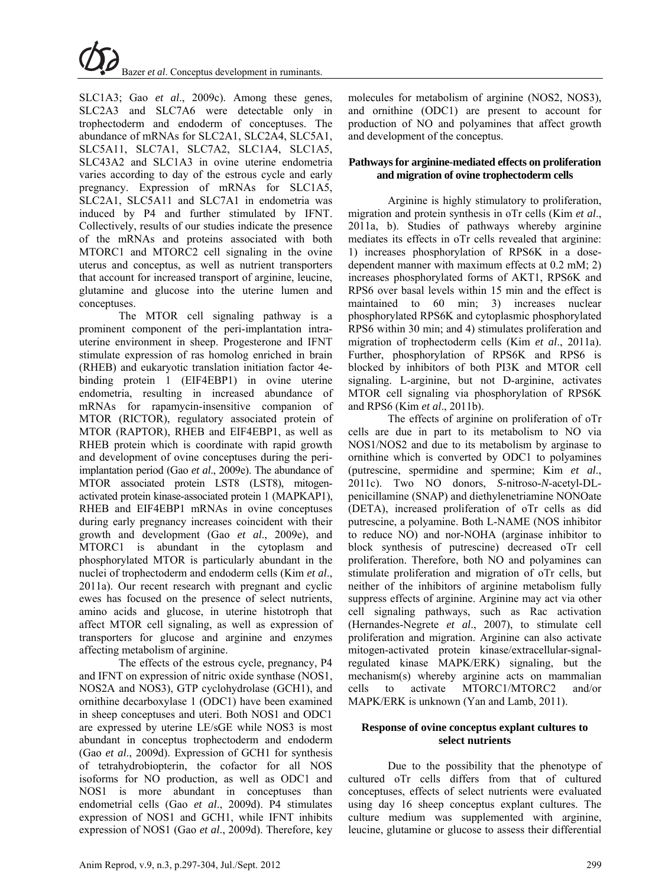SLC1A3; Gao *et al*., 2009c). Among these genes, SLC2A3 and SLC7A6 were detectable only in trophectoderm and endoderm of conceptuses. The abundance of mRNAs for SLC2A1, SLC2A4, SLC5A1, SLC5A11, SLC7A1, SLC7A2, SLC1A4, SLC1A5, SLC43A2 and SLC1A3 in ovine uterine endometria varies according to day of the estrous cycle and early pregnancy. Expression of mRNAs for SLC1A5, SLC2A1, SLC5A11 and SLC7A1 in endometria was induced by P4 and further stimulated by IFNT. Collectively, results of our studies indicate the presence of the mRNAs and proteins associated with both MTORC1 and MTORC2 cell signaling in the ovine uterus and conceptus, as well as nutrient transporters that account for increased transport of arginine, leucine, glutamine and glucose into the uterine lumen and conceptuses.

The MTOR cell signaling pathway is a prominent component of the peri-implantation intrauterine environment in sheep. Progesterone and IFNT stimulate expression of ras homolog enriched in brain (RHEB) and eukaryotic translation initiation factor 4e-binding protein 1 (EIF4EBP1) in ovine uterine endometria, resulting in increased abundance of mRNAs for rapamycin-insensitive companion of MTOR (RICTOR), regulatory associated protein of MTOR (RAPTOR), RHEB and EIF4EBP1, as well as RHEB protein which is coordinate with rapid growth and development of ovine conceptuses during the peri-implantation period (Gao *et al*., 2009e). The abundance of MTOR associated protein LST8 (LST8), mitogen-activated protein kinase-associated protein 1 (MAPKAP1), RHEB and EIF4EBP1 mRNAs in ovine conceptuses during early pregnancy increases coincident with their growth and development (Gao *et al*., 2009e), and MTORC1 is abundant in the cytoplasm and phosphorylated MTOR is particularly abundant in the nuclei of trophectoderm and endoderm cells (Kim *et al*., 2011a). Our recent research with pregnant and cyclic ewes has focused on the presence of select nutrients, amino acids and glucose, in uterine histotroph that affect MTOR cell signaling, as well as expression of transporters for glucose and arginine and enzymes affecting metabolism of arginine.

The effects of the estrous cycle, pregnancy, P4 and IFNT on expression of nitric oxide synthase (NOS1, NOS2A and NOS3), GTP cyclohydrolase (GCH1), and ornithine decarboxylase 1 (ODC1) have been examined in sheep conceptuses and uteri. Both NOS1 and ODC1 are expressed by uterine LE/sGE while NOS3 is most abundant in conceptus trophectoderm and endoderm (Gao *et al*., 2009d). Expression of GCH1 for synthesis of tetrahydrobiopterin, the cofactor for all NOS isoforms for NO production, as well as ODC1 and NOS1 is more abundant in conceptuses than endometrial cells (Gao *et al*., 2009d). P4 stimulates expression of NOS1 and GCH1, while IFNT inhibits expression of NOS1 (Gao *et al*., 2009d). Therefore, key molecules for metabolism of arginine (NOS2, NOS3), and ornithine (ODC1) are present to account for production of NO and polyamines that affect growth and development of the conceptus.

### Pathways for arginine-mediated effects on proliferation and migration of ovine trophectoderm cells

Arginine is highly stimulatory to proliferation, migration and protein synthesis in oTr cells (Kim *et al*., 2011a, b). Studies of pathways whereby arginine mediates its effects in oTr cells revealed that arginine: 1) increases phosphorylation of RPS6K in a dose-dependent manner with maximum effects at 0.2 mM; 2) increases phosphorylated forms of AKT1, RPS6K and RPS6 over basal levels within 15 min and the effect is maintained to 60 min; 3) increases nuclear phosphorylated RPS6K and cytoplasmic phosphorylated RPS6 within 30 min; and 4) stimulates proliferation and migration of trophectoderm cells (Kim *et al*., 2011a). Further, phosphorylation of RPS6K and RPS6 is blocked by inhibitors of both PI3K and MTOR cell signaling. L-arginine, but not D-arginine, activates MTOR cell signaling via phosphorylation of RPS6K and RPS6 (Kim *et al*., 2011b).

The effects of arginine on proliferation of oTr cells are due in part to its metabolism to NO via NOS1/NOS2 and due to its metabolism by arginase to ornithine which is converted by ODC1 to polyamines (putrescine, spermidine and spermine; Kim *et al*., 2011c). Two NO donors, *S*-nitroso-*N*-acetyl-DL-penicillamine (SNAP) and diethylenetriamine NONOate (DETA), increased proliferation of oTr cells as did putrescine, a polyamine. Both L-NAME (NOS inhibitor to reduce NO) and nor-NOHA (arginase inhibitor to block synthesis of putrescine) decreased oTr cell proliferation. Therefore, both NO and polyamines can stimulate proliferation and migration of oTr cells, but neither of the inhibitors of arginine metabolism fully suppress effects of arginine. Arginine may act via other cell signaling pathways, such as Rac activation (Hernandes-Negrete *et al*., 2007), to stimulate cell proliferation and migration. Arginine can also activate mitogen-activated protein kinase/extracellular-signal-regulated kinase MAPK/ERK) signaling, but the mechanism(s) whereby arginine acts on mammalian cells to activate MTORC1/MTORC2 and/or MAPK/ERK is unknown (Yan and Lamb, 2011).

### Response of ovine conceptus explant cultures to select nutrients

Due to the possibility that the phenotype of cultured oTr cells differs from that of cultured conceptuses, effects of select nutrients were evaluated using day 16 sheep conceptus explant cultures. The culture medium was supplemented with arginine, leucine, glutamine or glucose to assess their differential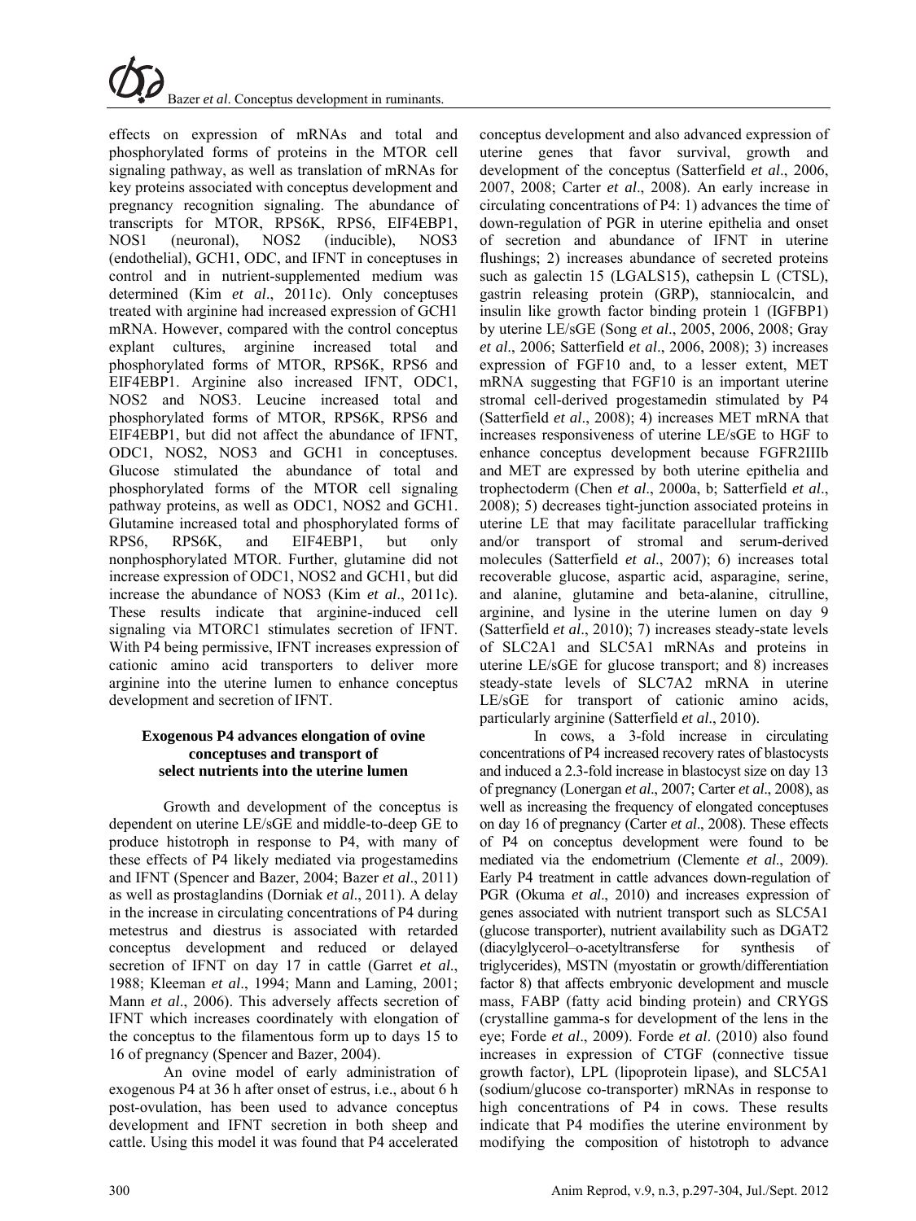effects on expression of mRNAs and total and phosphorylated forms of proteins in the MTOR cell signaling pathway, as well as translation of mRNAs for key proteins associated with conceptus development and pregnancy recognition signaling. The abundance of transcripts for MTOR, RPS6K, RPS6, EIF4EBP1, NOS1 (neuronal), NOS2 (inducible), NOS3 (endothelial), GCH1, ODC, and IFNT in conceptuses in control and in nutrient-supplemented medium was determined (Kim *et al*., 2011c). Only conceptuses treated with arginine had increased expression of GCH1 mRNA. However, compared with the control conceptus explant cultures, arginine increased total and phosphorylated forms of MTOR, RPS6K, RPS6 and EIF4EBP1. Arginine also increased IFNT, ODC1, NOS2 and NOS3. Leucine increased total and phosphorylated forms of MTOR, RPS6K, RPS6 and EIF4EBP1, but did not affect the abundance of IFNT, ODC1, NOS2, NOS3 and GCH1 in conceptuses. Glucose stimulated the abundance of total and phosphorylated forms of the MTOR cell signaling pathway proteins, as well as ODC1, NOS2 and GCH1. Glutamine increased total and phosphorylated forms of RPS6, RPS6K, and EIF4EBP1, but only nonphosphorylated MTOR. Further, glutamine did not increase expression of ODC1, NOS2 and GCH1, but did increase the abundance of NOS3 (Kim *et al*., 2011c). These results indicate that arginine-induced cell signaling via MTORC1 stimulates secretion of IFNT. With P4 being permissive, IFNT increases expression of cationic amino acid transporters to deliver more arginine into the uterine lumen to enhance conceptus development and secretion of IFNT.

### Exogenous P4 advances elongation of ovine conceptuses and transport of select nutrients into the uterine lumen

Growth and development of the conceptus is dependent on uterine LE/sGE and middle-to-deep GE to produce histotroph in response to P4, with many of these effects of P4 likely mediated via progestamedins and IFNT (Spencer and Bazer, 2004; Bazer *et al*., 2011) as well as prostaglandins (Dorniak *et al*., 2011). A delay in the increase in circulating concentrations of P4 during metestrus and diestrus is associated with retarded conceptus development and reduced or delayed secretion of IFNT on day 17 in cattle (Garret *et al*., 1988; Kleeman *et al*., 1994; Mann and Laming, 2001; Mann *et al*., 2006). This adversely affects secretion of IFNT which increases coordinately with elongation of the conceptus to the filamentous form up to days 15 to 16 of pregnancy (Spencer and Bazer, 2004).

An ovine model of early administration of exogenous P4 at 36 h after onset of estrus, i.e., about 6 h post-ovulation, has been used to advance conceptus development and IFNT secretion in both sheep and cattle. Using this model it was found that P4 accelerated conceptus development and also advanced expression of uterine genes that favor survival, growth and development of the conceptus (Satterfield *et al*., 2006, 2007, 2008; Carter *et al*., 2008). An early increase in circulating concentrations of P4: 1) advances the time of down-regulation of PGR in uterine epithelia and onset of secretion and abundance of IFNT in uterine flushings; 2) increases abundance of secreted proteins such as galectin 15 (LGALS15), cathepsin L (CTSL), gastrin releasing protein (GRP), stanniocalcin, and insulin like growth factor binding protein 1 (IGFBP1) by uterine LE/sGE (Song *et al*., 2005, 2006, 2008; Gray *et al*., 2006; Satterfield *et al*., 2006, 2008); 3) increases expression of FGF10 and, to a lesser extent, MET mRNA suggesting that FGF10 is an important uterine stromal cell-derived progestamedin stimulated by P4 (Satterfield *et al*., 2008); 4) increases MET mRNA that increases responsiveness of uterine LE/sGE to HGF to enhance conceptus development because FGFR2IIIb and MET are expressed by both uterine epithelia and trophectoderm (Chen *et al*., 2000a, b; Satterfield *et al*., 2008); 5) decreases tight-junction associated proteins in uterine LE that may facilitate paracellular trafficking and/or transport of stromal and serum-derived molecules (Satterfield *et al*., 2007); 6) increases total recoverable glucose, aspartic acid, asparagine, serine, and alanine, glutamine and beta-alanine, citrulline, arginine, and lysine in the uterine lumen on day 9 (Satterfield *et al*., 2010); 7) increases steady-state levels of SLC2A1 and SLC5A1 mRNAs and proteins in uterine LE/sGE for glucose transport; and 8) increases steady-state levels of SLC7A2 mRNA in uterine LE/sGE for transport of cationic amino acids, particularly arginine (Satterfield *et al*., 2010).

In cows, a 3-fold increase in circulating concentrations of P4 increased recovery rates of blastocysts and induced a 2.3-fold increase in blastocyst size on day 13 of pregnancy (Lonergan *et al*., 2007; Carter *et al*., 2008), as well as increasing the frequency of elongated conceptuses on day 16 of pregnancy (Carter *et al*., 2008). These effects of P4 on conceptus development were found to be mediated via the endometrium (Clemente *et al*., 2009). Early P4 treatment in cattle advances down-regulation of PGR (Okuma *et al*., 2010) and increases expression of genes associated with nutrient transport such as SLC5A1 (glucose transporter), nutrient availability such as DGAT2 (diacylglycerol–o-acetyltransferse for synthesis of triglycerides), MSTN (myostatin or growth/differentiation factor 8) that affects embryonic development and muscle mass, FABP (fatty acid binding protein) and CRYGS (crystalline gamma-s for development of the lens in the eye; Forde *et al*., 2009). Forde *et al*. (2010) also found increases in expression of CTGF (connective tissue growth factor), LPL (lipoprotein lipase), and SLC5A1 (sodium/glucose co-transporter) mRNAs in response to high concentrations of P4 in cows. These results indicate that P4 modifies the uterine environment by modifying the composition of histotroph to advance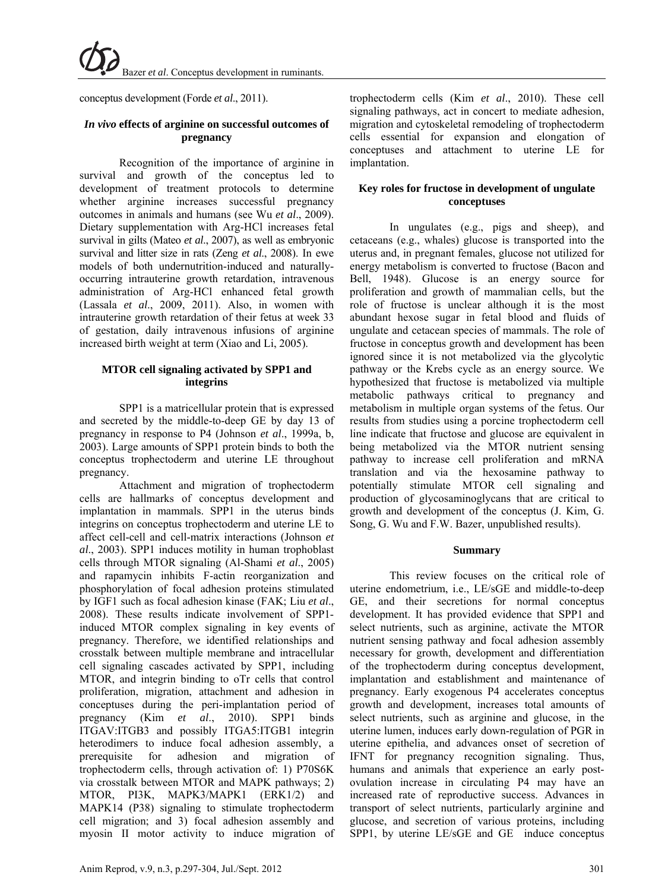conceptus development (Forde *et al*., 2011).

### *In vivo* effects of arginine on successful outcomes of pregnancy

Recognition of the importance of arginine in survival and growth of the conceptus led to development of treatment protocols to determine whether arginine increases successful pregnancy outcomes in animals and humans (see Wu *et al*., 2009). Dietary supplementation with Arg-HCl increases fetal survival in gilts (Mateo *et al*., 2007), as well as embryonic survival and litter size in rats (Zeng *et al*., 2008). In ewe models of both undernutrition-induced and naturally-occurring intrauterine growth retardation, intravenous administration of Arg-HCl enhanced fetal growth (Lassala *et al*., 2009, 2011). Also, in women with intrauterine growth retardation of their fetus at week 33 of gestation, daily intravenous infusions of arginine increased birth weight at term (Xiao and Li, 2005).

### MTOR cell signaling activated by SPP1 and integrins

SPP1 is a matricellular protein that is expressed and secreted by the middle-to-deep GE by day 13 of pregnancy in response to P4 (Johnson *et al*., 1999a, b, 2003). Large amounts of SPP1 protein binds to both the conceptus trophectoderm and uterine LE throughout pregnancy.

Attachment and migration of trophectoderm cells are hallmarks of conceptus development and implantation in mammals. SPP1 in the uterus binds integrins on conceptus trophectoderm and uterine LE to affect cell-cell and cell-matrix interactions (Johnson *et al*., 2003). SPP1 induces motility in human trophoblast cells through MTOR signaling (Al-Shami *et al*., 2005) and rapamycin inhibits F-actin reorganization and phosphorylation of focal adhesion proteins stimulated by IGF1 such as focal adhesion kinase (FAK; Liu *et al*., 2008). These results indicate involvement of SPP1-induced MTOR complex signaling in key events of pregnancy. Therefore, we identified relationships and crosstalk between multiple membrane and intracellular cell signaling cascades activated by SPP1, including MTOR, and integrin binding to oTr cells that control proliferation, migration, attachment and adhesion in conceptuses during the peri-implantation period of pregnancy (Kim *et al*., 2010). SPP1 binds ITGAV:ITGB3 and possibly ITGA5:ITGB1 integrin heterodimers to induce focal adhesion assembly, a prerequisite for adhesion and migration of trophectoderm cells, through activation of: 1) P70S6K via crosstalk between MTOR and MAPK pathways; 2) MTOR, PI3K, MAPK3/MAPK1 (ERK1/2) and MAPK14 (P38) signaling to stimulate trophectoderm cell migration; and 3) focal adhesion assembly and myosin II motor activity to induce migration of trophectoderm cells (Kim *et al*., 2010). These cell signaling pathways, act in concert to mediate adhesion, migration and cytoskeletal remodeling of trophectoderm cells essential for expansion and elongation of conceptuses and attachment to uterine LE for implantation.

### Key roles for fructose in development of ungulate conceptuses

In ungulates (e.g., pigs and sheep), and cetaceans (e.g., whales) glucose is transported into the uterus and, in pregnant females, glucose not utilized for energy metabolism is converted to fructose (Bacon and Bell, 1948). Glucose is an energy source for proliferation and growth of mammalian cells, but the role of fructose is unclear although it is the most abundant hexose sugar in fetal blood and fluids of ungulate and cetacean species of mammals. The role of fructose in conceptus growth and development has been ignored since it is not metabolized via the glycolytic pathway or the Krebs cycle as an energy source. We hypothesized that fructose is metabolized via multiple metabolic pathways critical to pregnancy and metabolism in multiple organ systems of the fetus. Our results from studies using a porcine trophectoderm cell line indicate that fructose and glucose are equivalent in being metabolized via the MTOR nutrient sensing pathway to increase cell proliferation and mRNA translation and via the hexosamine pathway to potentially stimulate MTOR cell signaling and production of glycosaminoglycans that are critical to growth and development of the conceptus (J. Kim, G. Song, G. Wu and F.W. Bazer, unpublished results).

### Summary

This review focuses on the critical role of uterine endometrium, i.e., LE/sGE and middle-to-deep GE, and their secretions for normal conceptus development. It has provided evidence that SPP1 and select nutrients, such as arginine, activate the MTOR nutrient sensing pathway and focal adhesion assembly necessary for growth, development and differentiation of the trophectoderm during conceptus development, implantation and establishment and maintenance of pregnancy. Early exogenous P4 accelerates conceptus growth and development, increases total amounts of select nutrients, such as arginine and glucose, in the uterine lumen, induces early down-regulation of PGR in uterine epithelia, and advances onset of secretion of IFNT for pregnancy recognition signaling. Thus, humans and animals that experience an early post-ovulation increase in circulating P4 may have an increased rate of reproductive success. Advances in transport of select nutrients, particularly arginine and glucose, and secretion of various proteins, including SPP1, by uterine LE/sGE and GE induce conceptus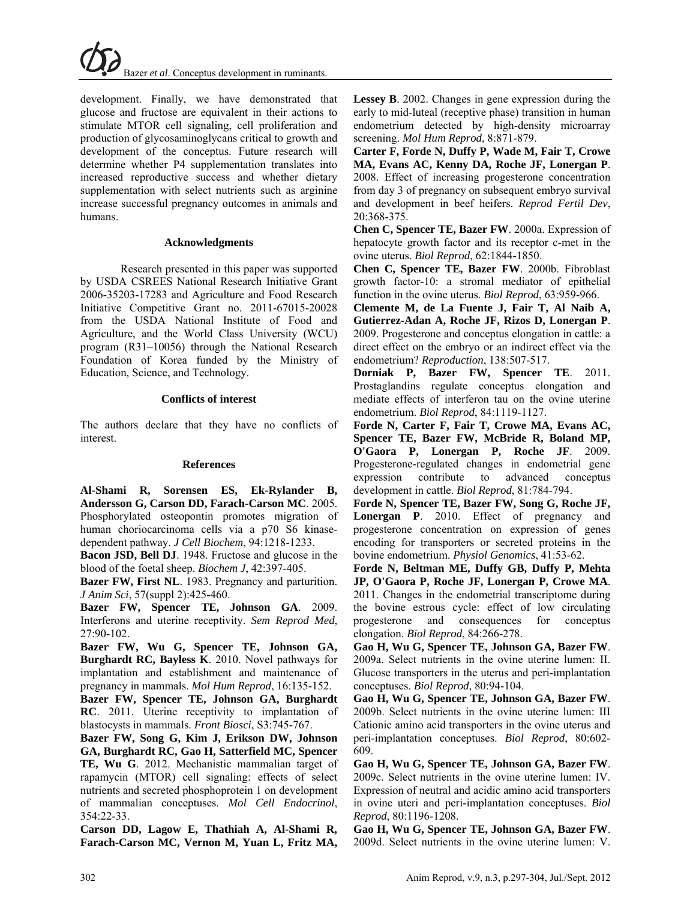development. Finally, we have demonstrated that glucose and fructose are equivalent in their actions to stimulate MTOR cell signaling, cell proliferation and production of glycosaminoglycans critical to growth and development of the conceptus. Future research will determine whether P4 supplementation translates into increased reproductive success and whether dietary supplementation with select nutrients such as arginine increase successful pregnancy outcomes in animals and humans.

### Acknowledgments

Research presented in this paper was supported by USDA CSREES National Research Initiative Grant 2006-35203-17283 and Agriculture and Food Research Initiative Competitive Grant no. 2011-67015-20028 from the USDA National Institute of Food and Agriculture, and the World Class University (WCU) program (R31–10056) through the National Research Foundation of Korea funded by the Ministry of Education, Science, and Technology.

### Conflicts of interest

The authors declare that they have no conflicts of interest.

### References

**Al-Shami R, Sorensen ES, Ek-Rylander B, Andersson G, Carson DD, Farach-Carson MC**. 2005. Phosphorylated osteopontin promotes migration of human choriocarcinoma cells via a p70 S6 kinase-dependent pathway. *J Cell Biochem*, 94:1218-1233.

**Bacon JSD, Bell DJ**. 1948. Fructose and glucose in the blood of the foetal sheep. *Biochem J*, 42:397-405.

**Bazer FW, First NL**. 1983. Pregnancy and parturition. *J Anim Sci*, 57(suppl 2):425-460.

**Bazer FW, Spencer TE, Johnson GA**. 2009. Interferons and uterine receptivity. *Sem Reprod Med*, 27:90-102.

**Bazer FW, Wu G, Spencer TE, Johnson GA, Burghardt RC, Bayless K**. 2010. Novel pathways for implantation and establishment and maintenance of pregnancy in mammals. *Mol Hum Reprod*, 16:135-152.

**Bazer FW, Spencer TE, Johnson GA, Burghardt RC**. 2011. Uterine receptivity to implantation of blastocysts in mammals. *Front Biosci*, S3:745-767.

**Bazer FW, Song G, Kim J, Erikson DW, Johnson GA, Burghardt RC, Gao H, Satterfield MC, Spencer TE, Wu G**. 2012. Mechanistic mammalian target of rapamycin (MTOR) cell signaling: effects of select nutrients and secreted phosphoprotein 1 on development of mammalian conceptuses. *Mol Cell Endocrinol*, 354:22-33.

**Carson DD, Lagow E, Thathiah A, Al-Shami R, Farach-Carson MC, Vernon M, Yuan L, Fritz MA, Lessey B**. 2002. Changes in gene expression during the early to mid-luteal (receptive phase) transition in human endometrium detected by high-density microarray screening. *Mol Hum Reprod*, 8:871-879.

**Carter F, Forde N, Duffy P, Wade M, Fair T, Crowe MA, Evans AC, Kenny DA, Roche JF, Lonergan P**. 2008. Effect of increasing progesterone concentration from day 3 of pregnancy on subsequent embryo survival and development in beef heifers. *Reprod Fertil Dev*, 20:368-375.

**Chen C, Spencer TE, Bazer FW**. 2000a. Expression of hepatocyte growth factor and its receptor c-met in the ovine uterus. *Biol Reprod*, 62:1844-1850.

**Chen C, Spencer TE, Bazer FW**. 2000b. Fibroblast growth factor-10: a stromal mediator of epithelial function in the ovine uterus. *Biol Reprod*, 63:959-966.

**Clemente M, de La Fuente J, Fair T, Al Naib A, Gutierrez-Adan A, Roche JF, Rizos D, Lonergan P**. 2009. Progesterone and conceptus elongation in cattle: a direct effect on the embryo or an indirect effect via the endometrium? *Reproduction*, 138:507-517.

**Dorniak P, Bazer FW, Spencer TE**. 2011. Prostaglandins regulate conceptus elongation and mediate effects of interferon tau on the ovine uterine endometrium. *Biol Reprod*, 84:1119-1127.

**Forde N, Carter F, Fair T, Crowe MA, Evans AC, Spencer TE, Bazer FW, McBride R, Boland MP, O'Gaora P, Lonergan P, Roche JF**. 2009. Progesterone-regulated changes in endometrial gene expression contribute to advanced conceptus development in cattle. *Biol Reprod*, 81:784-794.

**Forde N, Spencer TE, Bazer FW, Song G, Roche JF, Lonergan P**. 2010. Effect of pregnancy and progesterone concentration on expression of genes encoding for transporters or secreted proteins in the bovine endometrium. *Physiol Genomics*, 41:53-62.

**Forde N, Beltman ME, Duffy GB, Duffy P, Mehta JP, O'Gaora P, Roche JF, Lonergan P, Crowe MA**. 2011. Changes in the endometrial transcriptome during the bovine estrous cycle: effect of low circulating progesterone and consequences for conceptus elongation. *Biol Reprod*, 84:266-278.

**Gao H, Wu G, Spencer TE, Johnson GA, Bazer FW**. 2009a. Select nutrients in the ovine uterine lumen: II. Glucose transporters in the uterus and peri-implantation conceptuses. *Biol Reprod*, 80:94-104.

**Gao H, Wu G, Spencer TE, Johnson GA, Bazer FW**. 2009b. Select nutrients in the ovine uterine lumen: III Cationic amino acid transporters in the ovine uterus and peri-implantation conceptuses. *Biol Reprod*, 80:602-609.

**Gao H, Wu G, Spencer TE, Johnson GA, Bazer FW**. 2009c. Select nutrients in the ovine uterine lumen: IV. Expression of neutral and acidic amino acid transporters in ovine uteri and peri-implantation conceptuses. *Biol Reprod*, 80:1196-1208.

**Gao H, Wu G, Spencer TE, Johnson GA, Bazer FW**. 2009d. Select nutrients in the ovine uterine lumen: V.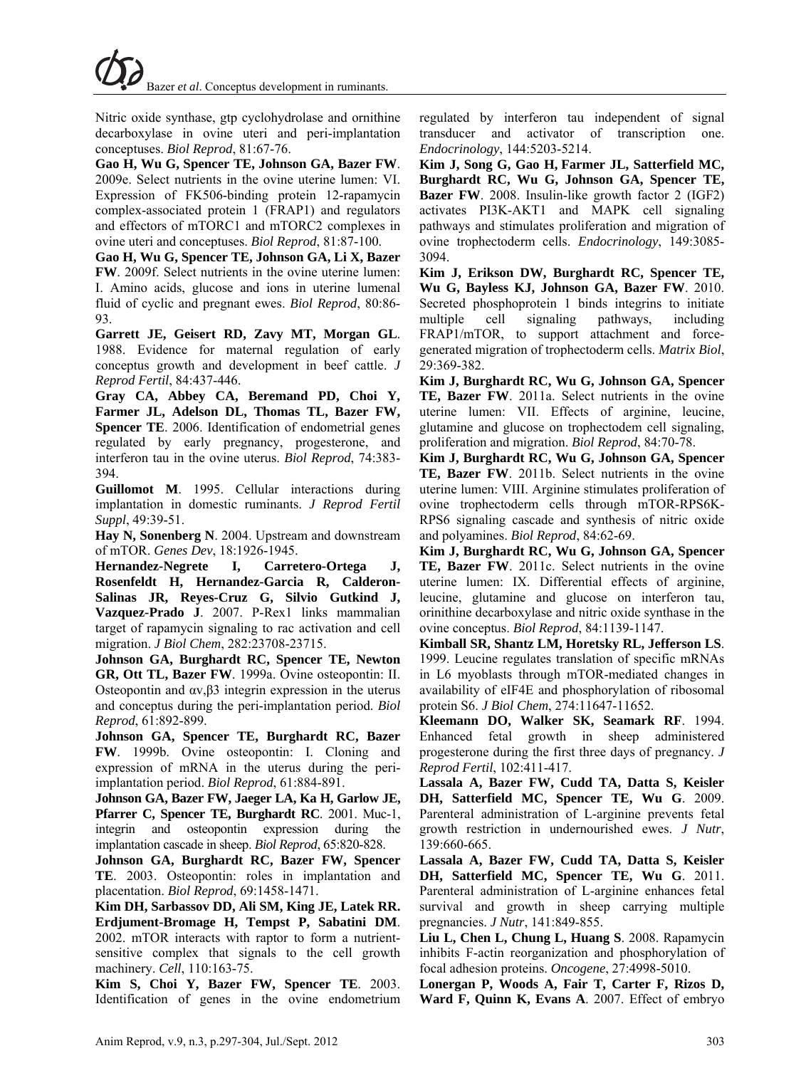Nitric oxide synthase, gtp cyclohydrolase and ornithine decarboxylase in ovine uteri and peri-implantation conceptuses. *Biol Reprod*, 81:67-76.

**Gao H, Wu G, Spencer TE, Johnson GA, Bazer FW**. 2009e. Select nutrients in the ovine uterine lumen: VI. Expression of FK506-binding protein 12-rapamycin complex-associated protein 1 (FRAP1) and regulators and effectors of mTORC1 and mTORC2 complexes in ovine uteri and conceptuses. *Biol Reprod*, 81:87-100.

**Gao H, Wu G, Spencer TE, Johnson GA, Li X, Bazer FW**. 2009f. Select nutrients in the ovine uterine lumen: I. Amino acids, glucose and ions in uterine lumenal fluid of cyclic and pregnant ewes. *Biol Reprod*, 80:86-93.

**Garrett JE, Geisert RD, Zavy MT, Morgan GL**. 1988. Evidence for maternal regulation of early conceptus growth and development in beef cattle. *J Reprod Fertil*, 84:437-446.

**Gray CA, Abbey CA, Beremand PD, Choi Y, Farmer JL, Adelson DL, Thomas TL, Bazer FW, Spencer TE**. 2006. Identification of endometrial genes regulated by early pregnancy, progesterone, and interferon tau in the ovine uterus. *Biol Reprod*, 74:383-394.

**Guillomot M**. 1995. Cellular interactions during implantation in domestic ruminants. *J Reprod Fertil Suppl*, 49:39-51.

**Hay N, Sonenberg N**. 2004. Upstream and downstream of mTOR. *Genes Dev*, 18:1926-1945.

**Hernandez-Negrete I, Carretero-Ortega J, Rosenfeldt H, Hernandez-Garcia R, Calderon-Salinas JR, Reyes-Cruz G, Silvio Gutkind J, Vazquez-Prado J**. 2007. P-Rex1 links mammalian target of rapamycin signaling to rac activation and cell migration. *J Biol Chem*, 282:23708-23715.

**Johnson GA, Burghardt RC, Spencer TE, Newton GR, Ott TL, Bazer FW**. 1999a. Ovine osteopontin: II. Osteopontin and αv,β3 integrin expression in the uterus and conceptus during the peri-implantation period. *Biol Reprod*, 61:892-899.

**Johnson GA, Spencer TE, Burghardt RC, Bazer FW**. 1999b. Ovine osteopontin: I. Cloning and expression of mRNA in the uterus during the peri-implantation period. *Biol Reprod*, 61:884-891.

**Johnson GA, Bazer FW, Jaeger LA, Ka H, Garlow JE, Pfarrer C, Spencer TE, Burghardt RC**. 2001. Muc-1, integrin and osteopontin expression during the implantation cascade in sheep. *Biol Reprod*, 65:820-828.

**Johnson GA, Burghardt RC, Bazer FW, Spencer TE**. 2003. Osteopontin: roles in implantation and placentation. *Biol Reprod*, 69:1458-1471.

**Kim DH, Sarbassov DD, Ali SM, King JE, Latek RR. Erdjument-Bromage H, Tempst P, Sabatini DM**. 2002. mTOR interacts with raptor to form a nutrient-sensitive complex that signals to the cell growth machinery. *Cell*, 110:163-75.

**Kim S, Choi Y, Bazer FW, Spencer TE**. 2003. Identification of genes in the ovine endometrium regulated by interferon tau independent of signal transducer and activator of transcription one. *Endocrinology*, 144:5203-5214.

**Kim J, Song G, Gao H, Farmer JL, Satterfield MC, Burghardt RC, Wu G, Johnson GA, Spencer TE, Bazer FW**. 2008. Insulin-like growth factor 2 (IGF2) activates PI3K-AKT1 and MAPK cell signaling pathways and stimulates proliferation and migration of ovine trophectoderm cells. *Endocrinology*, 149:3085-3094.

**Kim J, Erikson DW, Burghardt RC, Spencer TE, Wu G, Bayless KJ, Johnson GA, Bazer FW**. 2010. Secreted phosphoprotein 1 binds integrins to initiate multiple cell signaling pathways, including FRAP1/mTOR, to support attachment and force-generated migration of trophectoderm cells. *Matrix Biol*, 29:369-382.

**Kim J, Burghardt RC, Wu G, Johnson GA, Spencer TE, Bazer FW**. 2011a. Select nutrients in the ovine uterine lumen: VII. Effects of arginine, leucine, glutamine and glucose on trophectodem cell signaling, proliferation and migration. *Biol Reprod*, 84:70-78.

**Kim J, Burghardt RC, Wu G, Johnson GA, Spencer TE, Bazer FW**. 2011b. Select nutrients in the ovine uterine lumen: VIII. Arginine stimulates proliferation of ovine trophectoderm cells through mTOR-RPS6K-RPS6 signaling cascade and synthesis of nitric oxide and polyamines. *Biol Reprod*, 84:62-69.

**Kim J, Burghardt RC, Wu G, Johnson GA, Spencer TE, Bazer FW**. 2011c. Select nutrients in the ovine uterine lumen: IX. Differential effects of arginine, leucine, glutamine and glucose on interferon tau, orinithine decarboxylase and nitric oxide synthase in the ovine conceptus. *Biol Reprod*, 84:1139-1147.

**Kimball SR, Shantz LM, Horetsky RL, Jefferson LS**. 1999. Leucine regulates translation of specific mRNAs in L6 myoblasts through mTOR-mediated changes in availability of eIF4E and phosphorylation of ribosomal protein S6. *J Biol Chem*, 274:11647-11652.

**Kleemann DO, Walker SK, Seamark RF**. 1994. Enhanced fetal growth in sheep administered progesterone during the first three days of pregnancy. *J Reprod Fertil*, 102:411-417.

**Lassala A, Bazer FW, Cudd TA, Datta S, Keisler DH, Satterfield MC, Spencer TE, Wu G**. 2009. Parenteral administration of L-arginine prevents fetal growth restriction in undernourished ewes. *J Nutr*, 139:660-665.

**Lassala A, Bazer FW, Cudd TA, Datta S, Keisler DH, Satterfield MC, Spencer TE, Wu G**. 2011. Parenteral administration of L-arginine enhances fetal survival and growth in sheep carrying multiple pregnancies. *J Nutr*, 141:849-855.

**Liu L, Chen L, Chung L, Huang S**. 2008. Rapamycin inhibits F-actin reorganization and phosphorylation of focal adhesion proteins. *Oncogene*, 27:4998-5010.

**Lonergan P, Woods A, Fair T, Carter F, Rizos D, Ward F, Quinn K, Evans A**. 2007. Effect of embryo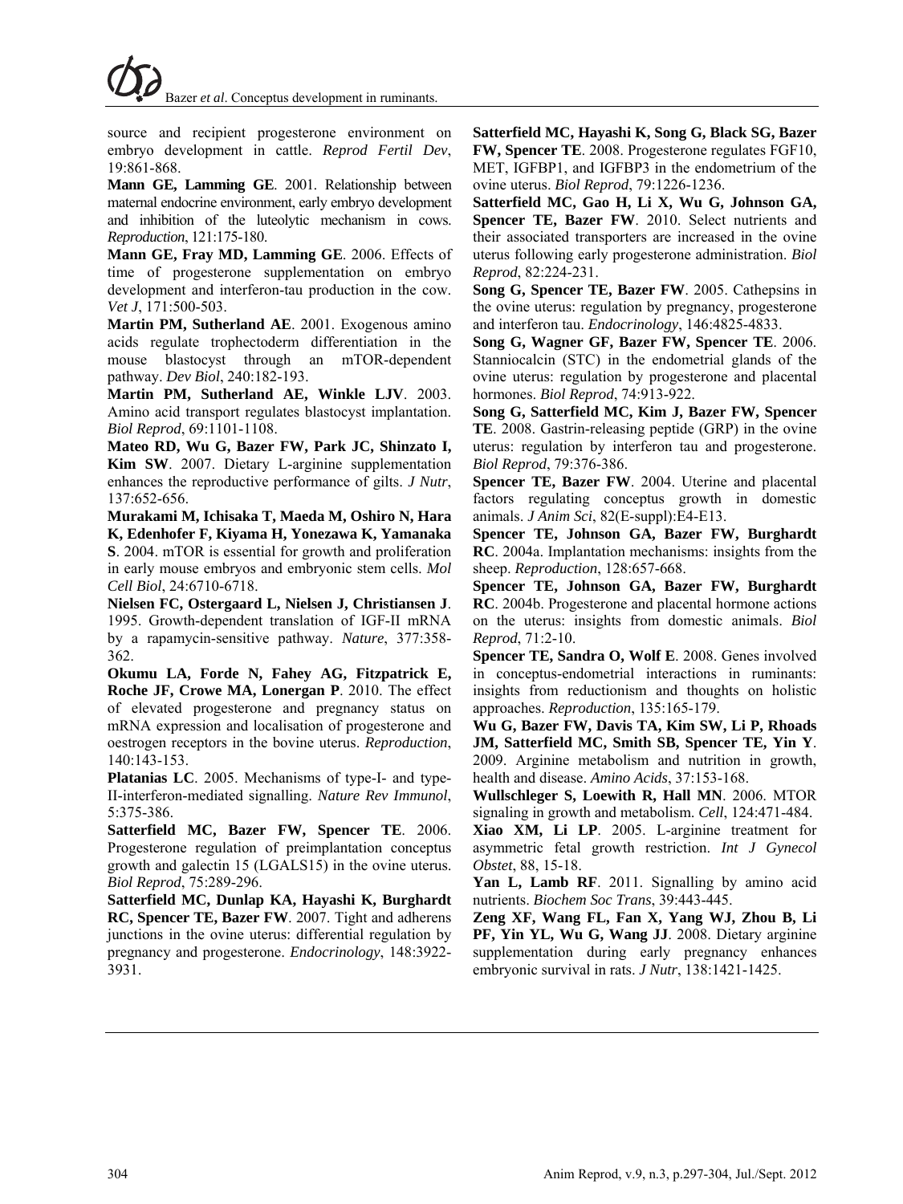source and recipient progesterone environment on embryo development in cattle. *Reprod Fertil Dev*, 19:861-868.

**Mann GE, Lamming GE**. 2001. Relationship between maternal endocrine environment, early embryo development and inhibition of the luteolytic mechanism in cows. *Reproduction*, 121:175-180.

**Mann GE, Fray MD, Lamming GE**. 2006. Effects of time of progesterone supplementation on embryo development and interferon-tau production in the cow. *Vet J*, 171:500-503.

**Martin PM, Sutherland AE**. 2001. Exogenous amino acids regulate trophectoderm differentiation in the mouse blastocyst through an mTOR-dependent pathway. *Dev Biol*, 240:182-193.

**Martin PM, Sutherland AE, Winkle LJV**. 2003. Amino acid transport regulates blastocyst implantation. *Biol Reprod*, 69:1101-1108.

**Mateo RD, Wu G, Bazer FW, Park JC, Shinzato I, Kim SW**. 2007. Dietary L-arginine supplementation enhances the reproductive performance of gilts. *J Nutr*, 137:652-656.

**Murakami M, Ichisaka T, Maeda M, Oshiro N, Hara K, Edenhofer F, Kiyama H, Yonezawa K, Yamanaka S**. 2004. mTOR is essential for growth and proliferation in early mouse embryos and embryonic stem cells. *Mol Cell Biol*, 24:6710-6718.

**Nielsen FC, Ostergaard L, Nielsen J, Christiansen J**. 1995. Growth-dependent translation of IGF-II mRNA by a rapamycin-sensitive pathway. *Nature*, 377:358-362.

**Okumu LA, Forde N, Fahey AG, Fitzpatrick E, Roche JF, Crowe MA, Lonergan P**. 2010. The effect of elevated progesterone and pregnancy status on mRNA expression and localisation of progesterone and oestrogen receptors in the bovine uterus. *Reproduction*, 140:143-153.

**Platanias LC**. 2005. Mechanisms of type-I- and type-II-interferon-mediated signalling. *Nature Rev Immunol*, 5:375-386.

**Satterfield MC, Bazer FW, Spencer TE**. 2006. Progesterone regulation of preimplantation conceptus growth and galectin 15 (LGALS15) in the ovine uterus. *Biol Reprod*, 75:289-296.

**Satterfield MC, Dunlap KA, Hayashi K, Burghardt RC, Spencer TE, Bazer FW**. 2007. Tight and adherens junctions in the ovine uterus: differential regulation by pregnancy and progesterone. *Endocrinology*, 148:3922-3931.

**Satterfield MC, Hayashi K, Song G, Black SG, Bazer FW, Spencer TE**. 2008. Progesterone regulates FGF10, MET, IGFBP1, and IGFBP3 in the endometrium of the ovine uterus. *Biol Reprod*, 79:1226-1236.

**Satterfield MC, Gao H, Li X, Wu G, Johnson GA, Spencer TE, Bazer FW**. 2010. Select nutrients and their associated transporters are increased in the ovine uterus following early progesterone administration. *Biol Reprod*, 82:224-231.

**Song G, Spencer TE, Bazer FW**. 2005. Cathepsins in the ovine uterus: regulation by pregnancy, progesterone and interferon tau. *Endocrinology*, 146:4825-4833.

**Song G, Wagner GF, Bazer FW, Spencer TE**. 2006. Stanniocalcin (STC) in the endometrial glands of the ovine uterus: regulation by progesterone and placental hormones. *Biol Reprod*, 74:913-922.

**Song G, Satterfield MC, Kim J, Bazer FW, Spencer TE**. 2008. Gastrin-releasing peptide (GRP) in the ovine uterus: regulation by interferon tau and progesterone. *Biol Reprod*, 79:376-386.

**Spencer TE, Bazer FW**. 2004. Uterine and placental factors regulating conceptus growth in domestic animals. *J Anim Sci*, 82(E-suppl):E4-E13.

**Spencer TE, Johnson GA, Bazer FW, Burghardt RC**. 2004a. Implantation mechanisms: insights from the sheep. *Reproduction*, 128:657-668.

**Spencer TE, Johnson GA, Bazer FW, Burghardt RC**. 2004b. Progesterone and placental hormone actions on the uterus: insights from domestic animals. *Biol Reprod*, 71:2-10.

**Spencer TE, Sandra O, Wolf E**. 2008. Genes involved in conceptus-endometrial interactions in ruminants: insights from reductionism and thoughts on holistic approaches. *Reproduction*, 135:165-179.

**Wu G, Bazer FW, Davis TA, Kim SW, Li P, Rhoads JM, Satterfield MC, Smith SB, Spencer TE, Yin Y**. 2009. Arginine metabolism and nutrition in growth, health and disease. *Amino Acids*, 37:153-168.

**Wullschleger S, Loewith R, Hall MN**. 2006. MTOR signaling in growth and metabolism. *Cell*, 124:471-484.

**Xiao XM, Li LP**. 2005. L-arginine treatment for asymmetric fetal growth restriction. *Int J Gynecol Obstet*, 88, 15-18.

**Yan L, Lamb RF**. 2011. Signalling by amino acid nutrients. *Biochem Soc Trans*, 39:443-445.

**Zeng XF, Wang FL, Fan X, Yang WJ, Zhou B, Li PF, Yin YL, Wu G, Wang JJ**. 2008. Dietary arginine supplementation during early pregnancy enhances embryonic survival in rats. *J Nutr*, 138:1421-1425.